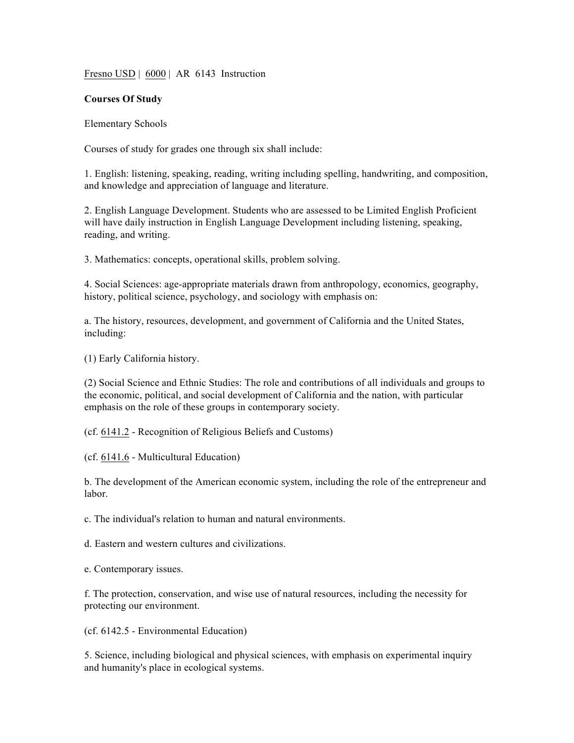Fresno USD | 6000 | AR 6143 Instruction

**Courses Of Study**

Elementary Schools

Courses of study for grades one through six shall include:

1. English: listening, speaking, reading, writing including spelling, handwriting, and composition, and knowledge and appreciation of language and literature.

2. English Language Development. Students who are assessed to be Limited English Proficient will have daily instruction in English Language Development including listening, speaking, reading, and writing.

3. Mathematics: concepts, operational skills, problem solving.

4. Social Sciences: age-appropriate materials drawn from anthropology, economics, geography, history, political science, psychology, and sociology with emphasis on:

a. The history, resources, development, and government of California and the United States, including:

(1) Early California history.

(2) Social Science and Ethnic Studies: The role and contributions of all individuals and groups to the economic, political, and social development of California and the nation, with particular emphasis on the role of these groups in contemporary society.

(cf. 6141.2 - Recognition of Religious Beliefs and Customs)

(cf. 6141.6 - Multicultural Education)

b. The development of the American economic system, including the role of the entrepreneur and labor.

c. The individual's relation to human and natural environments.

d. Eastern and western cultures and civilizations.

e. Contemporary issues.

f. The protection, conservation, and wise use of natural resources, including the necessity for protecting our environment.

(cf. 6142.5 - Environmental Education)

5. Science, including biological and physical sciences, with emphasis on experimental inquiry and humanity's place in ecological systems.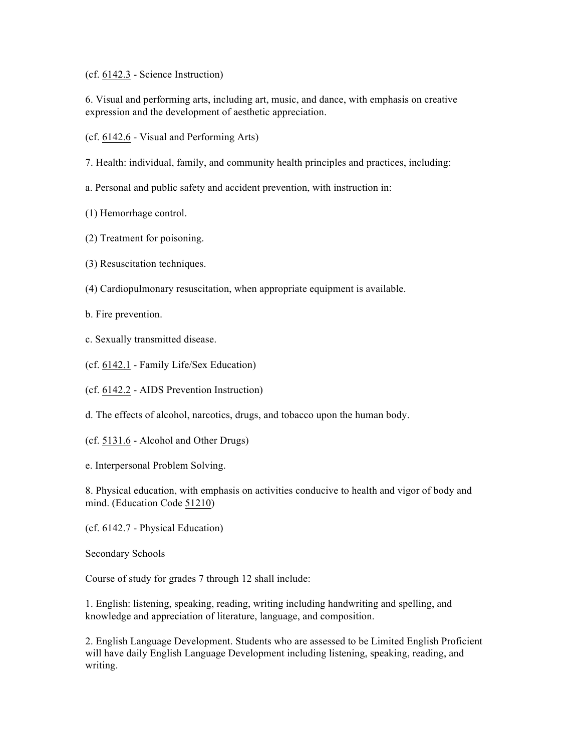(cf. 6142.3 - Science Instruction)

6. Visual and performing arts, including art, music, and dance, with emphasis on creative expression and the development of aesthetic appreciation.

(cf. 6142.6 - Visual and Performing Arts)

7. Health: individual, family, and community health principles and practices, including:

a. Personal and public safety and accident prevention, with instruction in:

(1) Hemorrhage control.

(2) Treatment for poisoning.

(3) Resuscitation techniques.

(4) Cardiopulmonary resuscitation, when appropriate equipment is available.

b. Fire prevention.

c. Sexually transmitted disease.

(cf. 6142.1 - Family Life/Sex Education)

(cf. 6142.2 - AIDS Prevention Instruction)

d. The effects of alcohol, narcotics, drugs, and tobacco upon the human body.

(cf. 5131.6 - Alcohol and Other Drugs)

e. Interpersonal Problem Solving.

8. Physical education, with emphasis on activities conducive to health and vigor of body and mind. (Education Code 51210)

(cf. 6142.7 - Physical Education)

Secondary Schools

Course of study for grades 7 through 12 shall include:

1. English: listening, speaking, reading, writing including handwriting and spelling, and knowledge and appreciation of literature, language, and composition.

2. English Language Development. Students who are assessed to be Limited English Proficient will have daily English Language Development including listening, speaking, reading, and writing.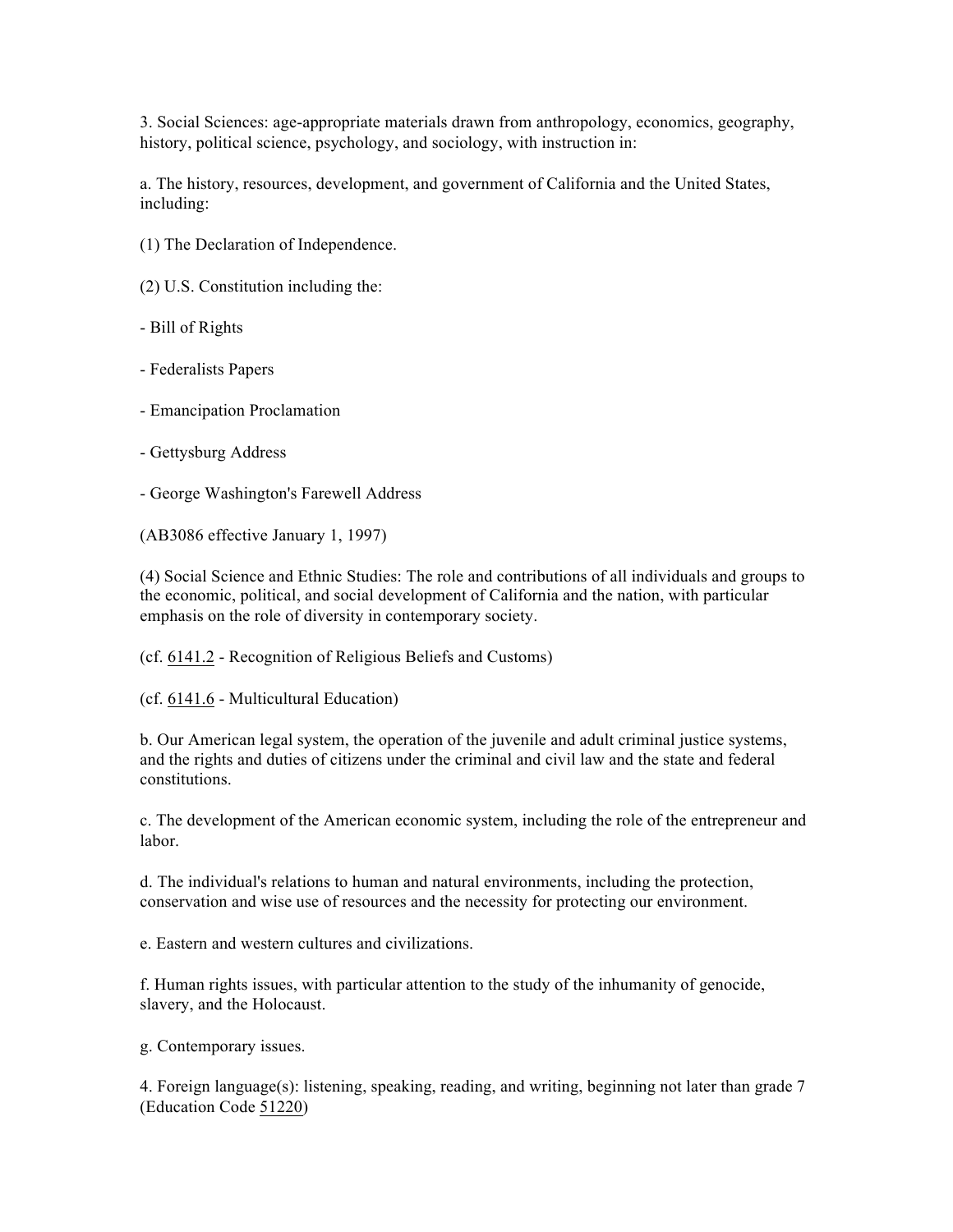3. Social Sciences: age-appropriate materials drawn from anthropology, economics, geography, history, political science, psychology, and sociology, with instruction in:

a. The history, resources, development, and government of California and the United States, including:

(1) The Declaration of Independence.

(2) U.S. Constitution including the:

- Bill of Rights

- Federalists Papers

- Emancipation Proclamation

- Gettysburg Address

- George Washington's Farewell Address

(AB3086 effective January 1, 1997)

(4) Social Science and Ethnic Studies: The role and contributions of all individuals and groups to the economic, political, and social development of California and the nation, with particular emphasis on the role of diversity in contemporary society.

(cf. 6141.2 - Recognition of Religious Beliefs and Customs)

(cf. 6141.6 - Multicultural Education)

b. Our American legal system, the operation of the juvenile and adult criminal justice systems, and the rights and duties of citizens under the criminal and civil law and the state and federal constitutions.

c. The development of the American economic system, including the role of the entrepreneur and labor.

d. The individual's relations to human and natural environments, including the protection, conservation and wise use of resources and the necessity for protecting our environment.

e. Eastern and western cultures and civilizations.

f. Human rights issues, with particular attention to the study of the inhumanity of genocide, slavery, and the Holocaust.

g. Contemporary issues.

4. Foreign language(s): listening, speaking, reading, and writing, beginning not later than grade 7 (Education Code 51220)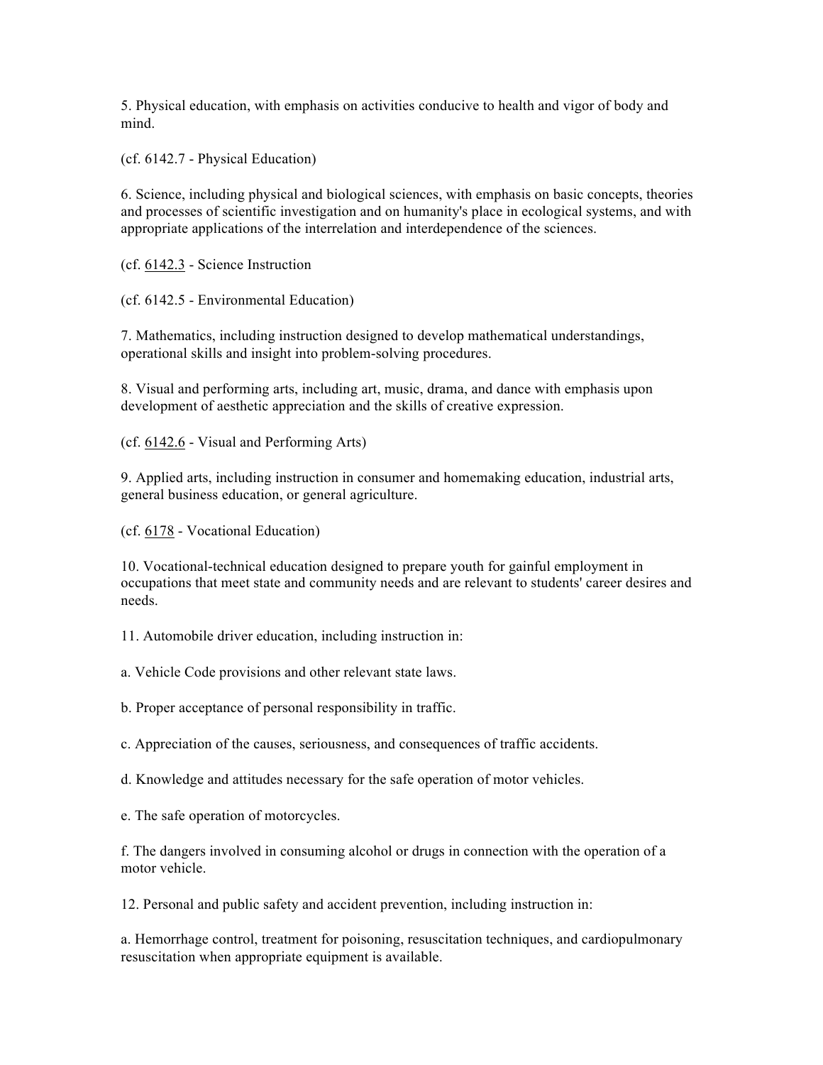5. Physical education, with emphasis on activities conducive to health and vigor of body and mind.

(cf. 6142.7 - Physical Education)

6. Science, including physical and biological sciences, with emphasis on basic concepts, theories and processes of scientific investigation and on humanity's place in ecological systems, and with appropriate applications of the interrelation and interdependence of the sciences.

(cf. 6142.3 - Science Instruction

(cf. 6142.5 - Environmental Education)

7. Mathematics, including instruction designed to develop mathematical understandings, operational skills and insight into problem-solving procedures.

8. Visual and performing arts, including art, music, drama, and dance with emphasis upon development of aesthetic appreciation and the skills of creative expression.

(cf. 6142.6 - Visual and Performing Arts)

9. Applied arts, including instruction in consumer and homemaking education, industrial arts, general business education, or general agriculture.

(cf. 6178 - Vocational Education)

10. Vocational-technical education designed to prepare youth for gainful employment in occupations that meet state and community needs and are relevant to students' career desires and needs.

11. Automobile driver education, including instruction in:

a. Vehicle Code provisions and other relevant state laws.

b. Proper acceptance of personal responsibility in traffic.

c. Appreciation of the causes, seriousness, and consequences of traffic accidents.

d. Knowledge and attitudes necessary for the safe operation of motor vehicles.

e. The safe operation of motorcycles.

f. The dangers involved in consuming alcohol or drugs in connection with the operation of a motor vehicle.

12. Personal and public safety and accident prevention, including instruction in:

a. Hemorrhage control, treatment for poisoning, resuscitation techniques, and cardiopulmonary resuscitation when appropriate equipment is available.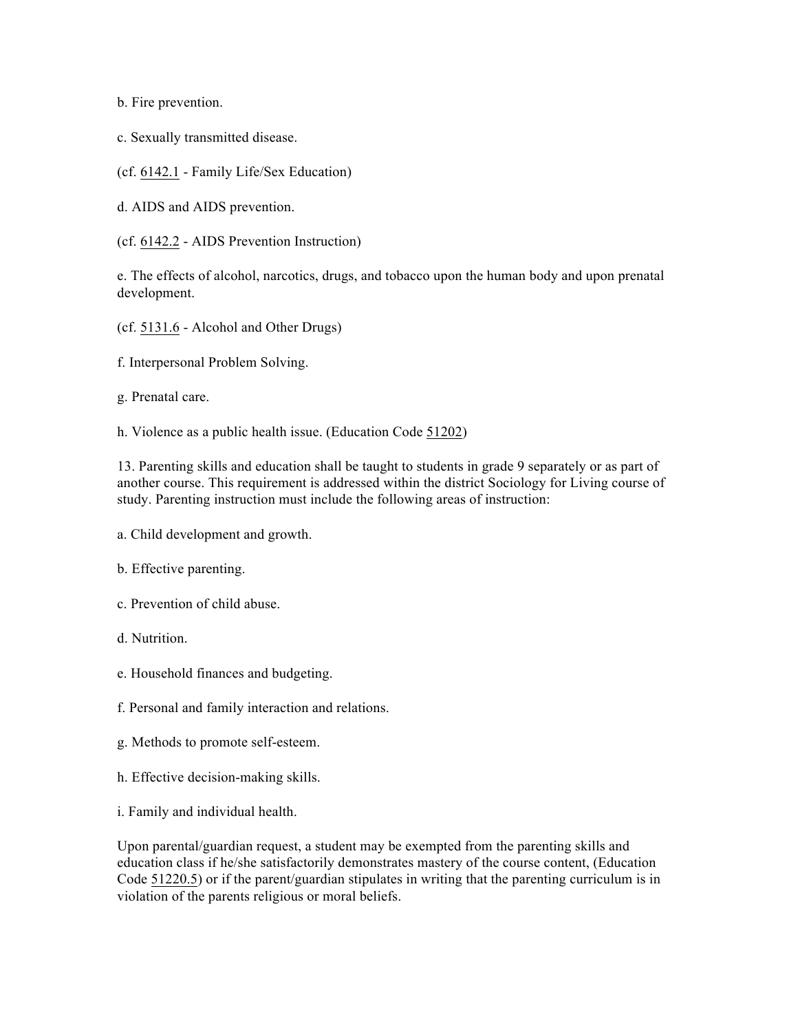b. Fire prevention.

c. Sexually transmitted disease.

(cf. 6142.1 - Family Life/Sex Education)

d. AIDS and AIDS prevention.

(cf. 6142.2 - AIDS Prevention Instruction)

e. The effects of alcohol, narcotics, drugs, and tobacco upon the human body and upon prenatal development.

(cf. 5131.6 - Alcohol and Other Drugs)

f. Interpersonal Problem Solving.

g. Prenatal care.

h. Violence as a public health issue. (Education Code 51202)

13. Parenting skills and education shall be taught to students in grade 9 separately or as part of another course. This requirement is addressed within the district Sociology for Living course of study. Parenting instruction must include the following areas of instruction:

a. Child development and growth.

b. Effective parenting.

c. Prevention of child abuse.

d. Nutrition.

e. Household finances and budgeting.

f. Personal and family interaction and relations.

g. Methods to promote self-esteem.

h. Effective decision-making skills.

i. Family and individual health.

Upon parental/guardian request, a student may be exempted from the parenting skills and education class if he/she satisfactorily demonstrates mastery of the course content, (Education Code 51220.5) or if the parent/guardian stipulates in writing that the parenting curriculum is in violation of the parents religious or moral beliefs.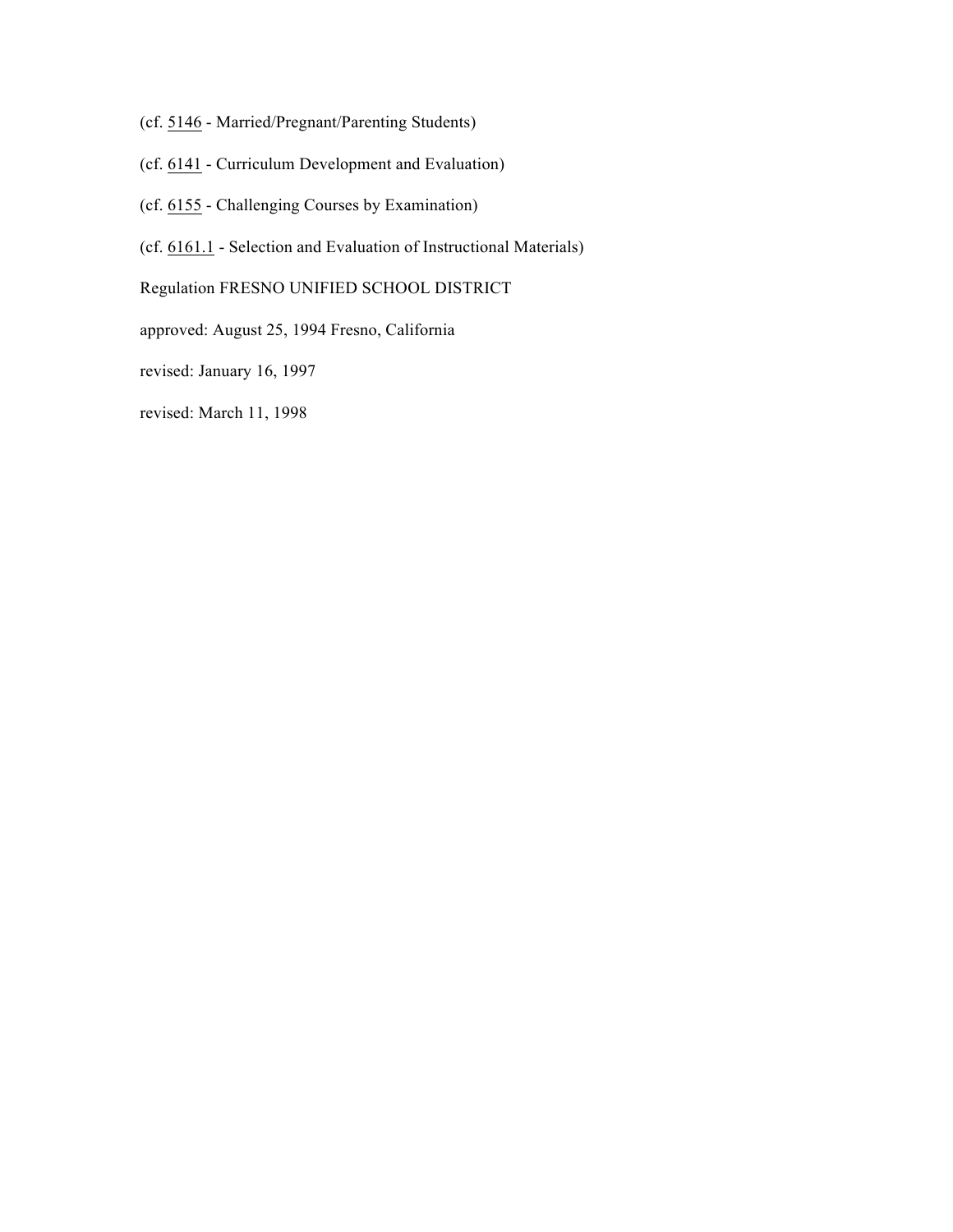(cf. 5146 - Married/Pregnant/Parenting Students)

(cf. 6141 - Curriculum Development and Evaluation)

(cf. 6155 - Challenging Courses by Examination)

(cf. 6161.1 - Selection and Evaluation of Instructional Materials)

Regulation FRESNO UNIFIED SCHOOL DISTRICT

approved: August 25, 1994 Fresno, California

revised: January 16, 1997

revised: March 11, 1998